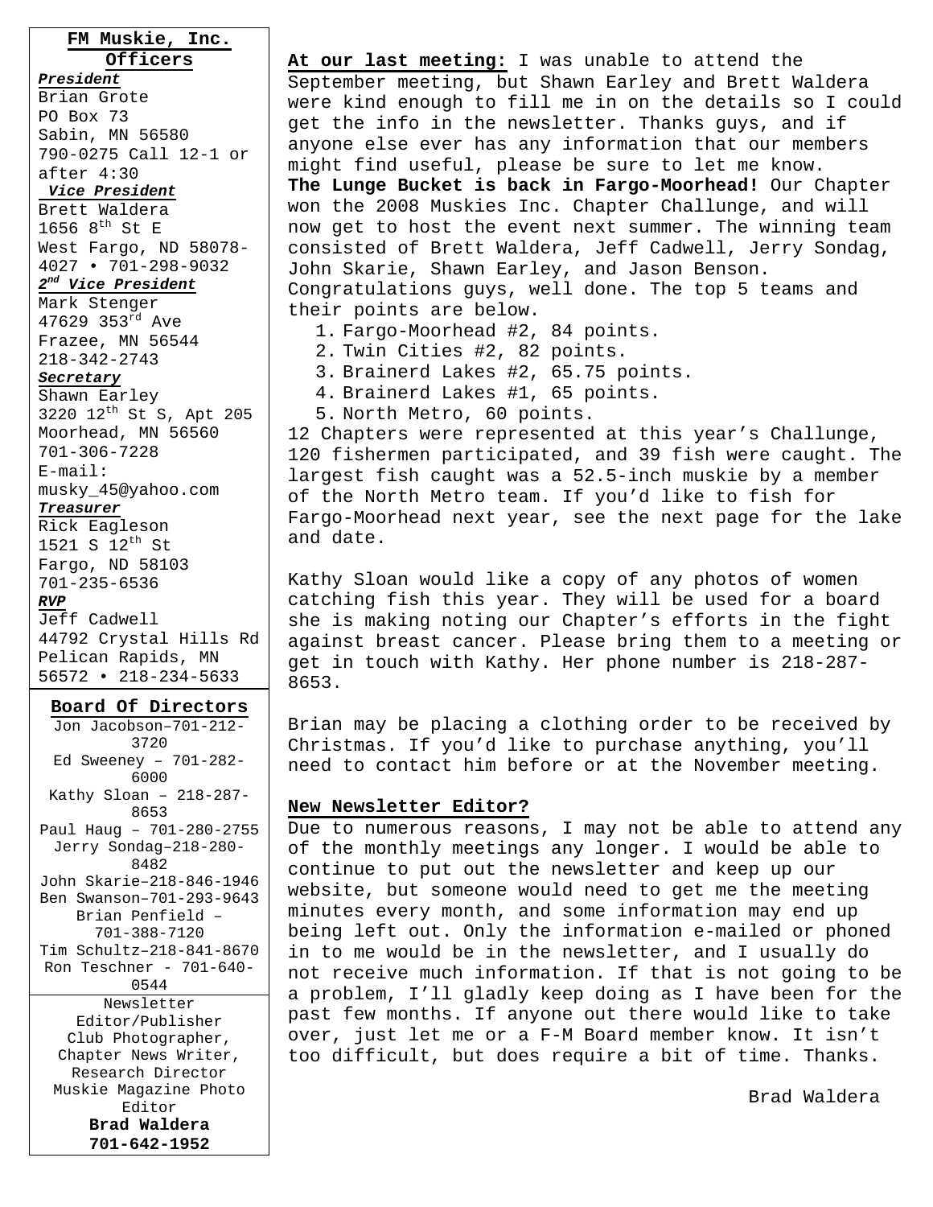**FM Muskie, Inc. Officers**

***President***
Brian Grote
PO Box 73
Sabin, MN 56580
790-0275 Call 12-1 or after 4:30

***Vice President***
Brett Waldera
1656 8th St E
West Fargo, ND 58078-4027 • 701-298-9032

***2nd Vice President***
Mark Stenger
47629 353rd Ave
Frazee, MN 56544
218-342-2743

***Secretary***
Shawn Earley
3220 12th St S, Apt 205
Moorhead, MN 56560
701-306-7228
E-mail: musky_45@yahoo.com

***Treasurer***
Rick Eagleson
1521 S 12th St
Fargo, ND 58103
701-235-6536

***RVP***
Jeff Cadwell
44792 Crystal Hills Rd
Pelican Rapids, MN 56572 • 218-234-5633

**Board Of Directors**

Jon Jacobson–701-212-3720
Ed Sweeney – 701-282-6000
Kathy Sloan – 218-287-8653
Paul Haug – 701-280-2755
Jerry Sondag–218-280-8482
John Skarie–218-846-1946
Ben Swanson–701-293-9643
Brian Penfield – 701-388-7120
Tim Schultz–218-841-8670
Ron Teschner - 701-640-0544

Newsletter Editor/Publisher
Club Photographer,
Chapter News Writer,
Research Director
Muskie Magazine Photo Editor
**Brad Waldera**
**701-642-1952**

**At our last meeting:** I was unable to attend the September meeting, but Shawn Earley and Brett Waldera were kind enough to fill me in on the details so I could get the info in the newsletter. Thanks guys, and if anyone else ever has any information that our members might find useful, please be sure to let me know.

**The Lunge Bucket is back in Fargo-Moorhead!** Our Chapter won the 2008 Muskies Inc. Chapter Challunge, and will now get to host the event next summer. The winning team consisted of Brett Waldera, Jeff Cadwell, Jerry Sondag, John Skarie, Shawn Earley, and Jason Benson. Congratulations guys, well done. The top 5 teams and their points are below.

1. Fargo-Moorhead #2, 84 points.
2. Twin Cities #2, 82 points.
3. Brainerd Lakes #2, 65.75 points.
4. Brainerd Lakes #1, 65 points.
5. North Metro, 60 points.

12 Chapters were represented at this year's Challunge, 120 fishermen participated, and 39 fish were caught. The largest fish caught was a 52.5-inch muskie by a member of the North Metro team. If you'd like to fish for Fargo-Moorhead next year, see the next page for the lake and date.

Kathy Sloan would like a copy of any photos of women catching fish this year. They will be used for a board she is making noting our Chapter's efforts in the fight against breast cancer. Please bring them to a meeting or get in touch with Kathy. Her phone number is 218-287-8653.

Brian may be placing a clothing order to be received by Christmas. If you'd like to purchase anything, you'll need to contact him before or at the November meeting.

**New Newsletter Editor?**

Due to numerous reasons, I may not be able to attend any of the monthly meetings any longer. I would be able to continue to put out the newsletter and keep up our website, but someone would need to get me the meeting minutes every month, and some information may end up being left out. Only the information e-mailed or phoned in to me would be in the newsletter, and I usually do not receive much information. If that is not going to be a problem, I'll gladly keep doing as I have been for the past few months. If anyone out there would like to take over, just let me or a F-M Board member know. It isn't too difficult, but does require a bit of time. Thanks.

Brad Waldera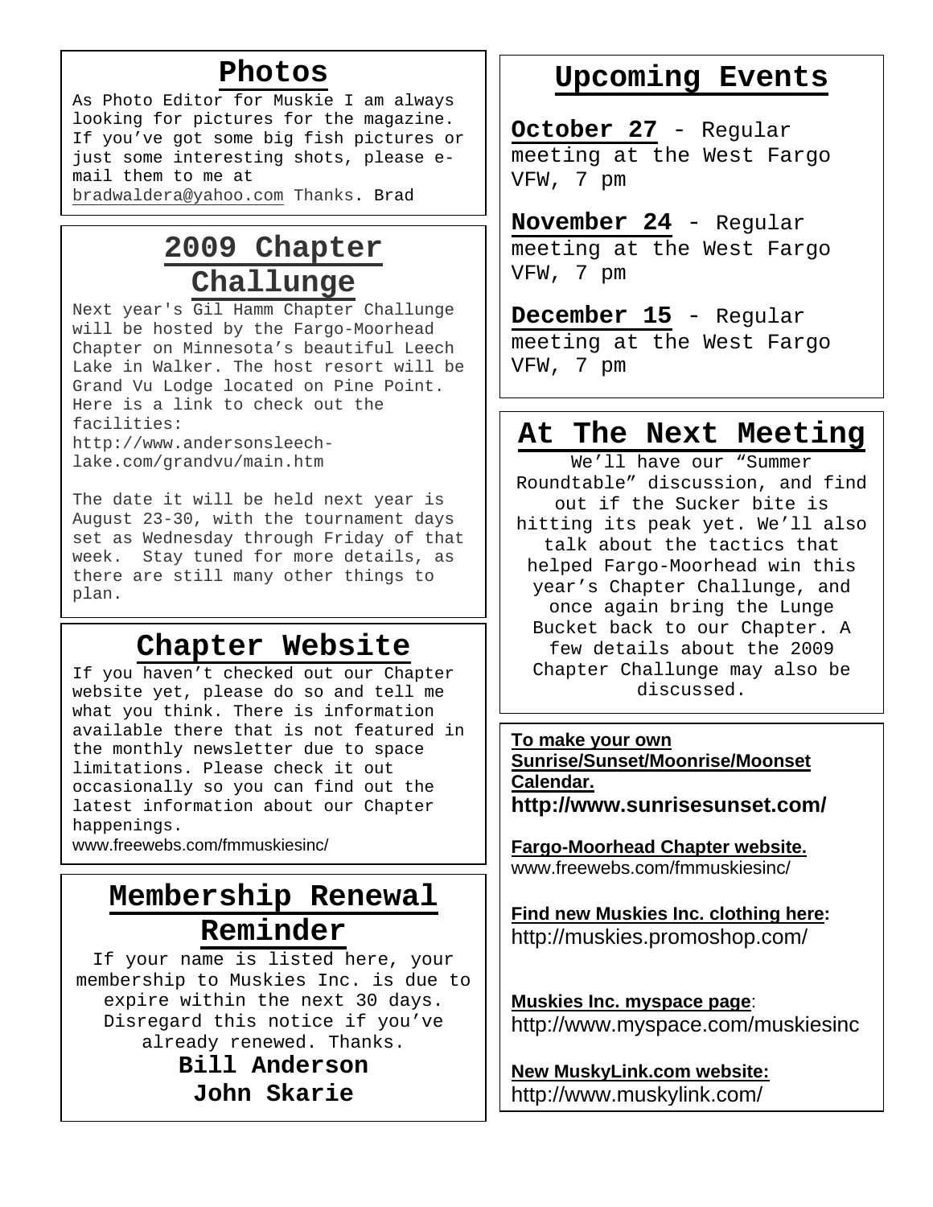## Photos

As Photo Editor for Muskie I am always looking for pictures for the magazine. If you've got some big fish pictures or just some interesting shots, please e-mail them to me at bradwaldera@yahoo.com Thanks. Brad

## 2009 Chapter Challunge

Next year's Gil Hamm Chapter Challunge will be hosted by the Fargo-Moorhead Chapter on Minnesota's beautiful Leech Lake in Walker. The host resort will be Grand Vu Lodge located on Pine Point. Here is a link to check out the facilities: http://www.andersonsleech-lake.com/grandvu/main.htm

The date it will be held next year is August 23-30, with the tournament days set as Wednesday through Friday of that week. Stay tuned for more details, as there are still many other things to plan.

## Chapter Website

If you haven't checked out our Chapter website yet, please do so and tell me what you think. There is information available there that is not featured in the monthly newsletter due to space limitations. Please check it out occasionally so you can find out the latest information about our Chapter happenings.

www.freewebs.com/fmmuskiesinc/

## Membership Renewal Reminder

If your name is listed here, your membership to Muskies Inc. is due to expire within the next 30 days. Disregard this notice if you've already renewed. Thanks.

**Bill Anderson**

**John Skarie**

## Upcoming Events

**October 27** - Regular meeting at the West Fargo VFW, 7 pm

**November 24** - Regular meeting at the West Fargo VFW, 7 pm

**December 15** - Regular meeting at the West Fargo VFW, 7 pm

## At The Next Meeting

We'll have our "Summer Roundtable" discussion, and find out if the Sucker bite is hitting its peak yet. We'll also talk about the tactics that helped Fargo-Moorhead win this year's Chapter Challunge, and once again bring the Lunge Bucket back to our Chapter. A few details about the 2009 Chapter Challunge may also be discussed.

**To make your own Sunrise/Sunset/Moonrise/Moonset Calendar.**
**http://www.sunrisesunset.com/**

**Fargo-Moorhead Chapter website.**
www.freewebs.com/fmmuskiesinc/

**Find new Muskies Inc. clothing here:**
http://muskies.promoshop.com/

**Muskies Inc. myspace page**:
http://www.myspace.com/muskiesinc

**New MuskyLink.com website:**
http://www.muskylink.com/